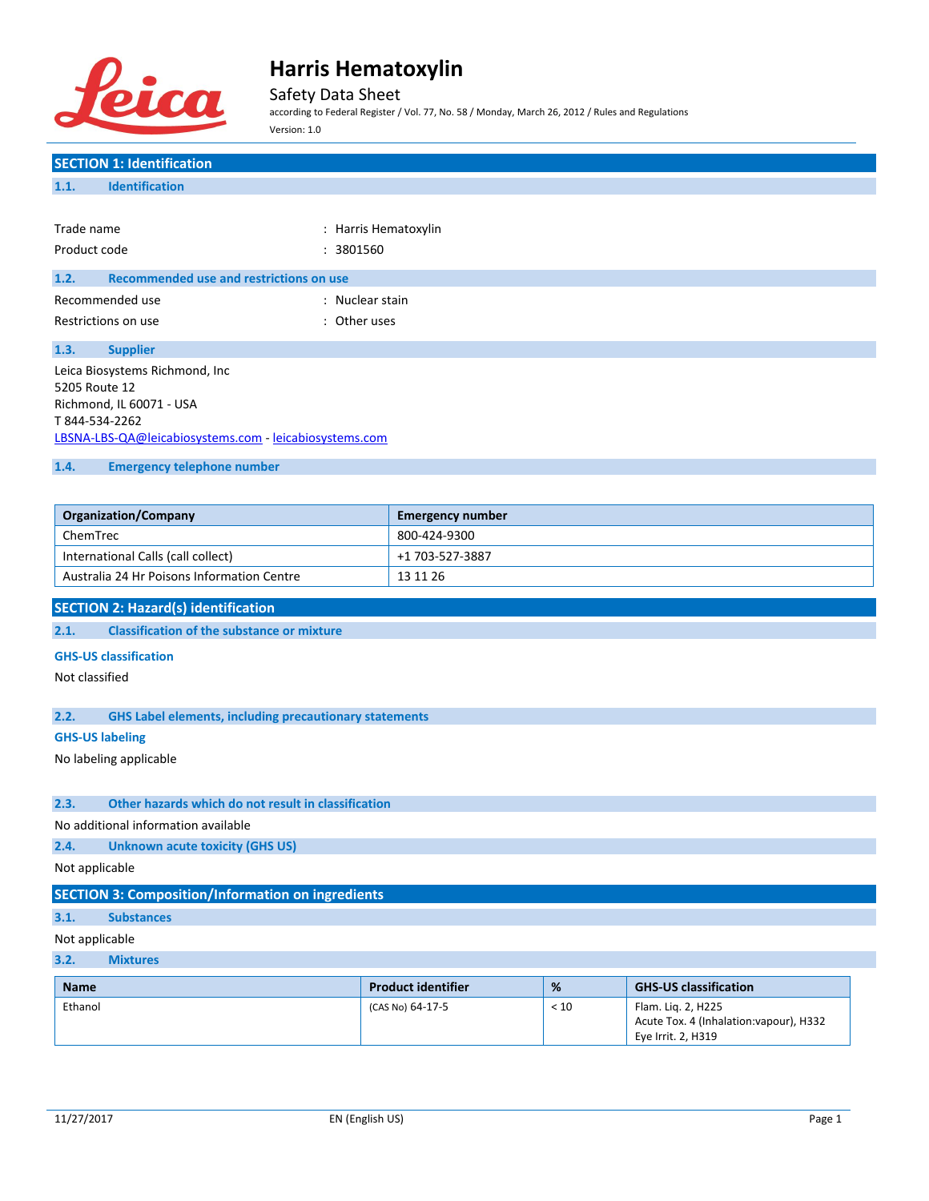# Harris Hematoxylin

Safety Data Sheet

according to Federal Register / Vol. 77, No. 58 / Monday, March 26, 2012 / Rules and Regulations

Version: 1.0

## SECTION 1: Identification

### 1.1. Identification

Trade name : Harris Hematoxylin

Product code : 3801560

### 1.2. Recommended use and restrictions on use

Recommended use : Nuclear stain

Restrictions on use : Other uses

### 1.3. Supplier

Leica Biosystems Richmond, Inc
5205 Route 12
Richmond, IL 60071 - USA
T 844-534-2262
LBSNA-LBS-QA@leicabiosystems.com - leicabiosystems.com

### 1.4. Emergency telephone number

| Organization/Company | Emergency number |
|---|---|
| ChemTrec | 800-424-9300 |
| International Calls (call collect) | +1 703-527-3887 |
| Australia 24 Hr Poisons Information Centre | 13 11 26 |

## SECTION 2: Hazard(s) identification

### 2.1. Classification of the substance or mixture

**GHS-US classification**

Not classified

### 2.2. GHS Label elements, including precautionary statements

**GHS-US labeling**

No labeling applicable

### 2.3. Other hazards which do not result in classification

No additional information available

### 2.4. Unknown acute toxicity (GHS US)

Not applicable

## SECTION 3: Composition/Information on ingredients

### 3.1. Substances

Not applicable

### 3.2. Mixtures

| Name | Product identifier | % | GHS-US classification |
|---|---|---|---|
| Ethanol | (CAS No) 64-17-5 | < 10 | Flam. Liq. 2, H225<br>Acute Tox. 4 (Inhalation:vapour), H332<br>Eye Irrit. 2, H319 |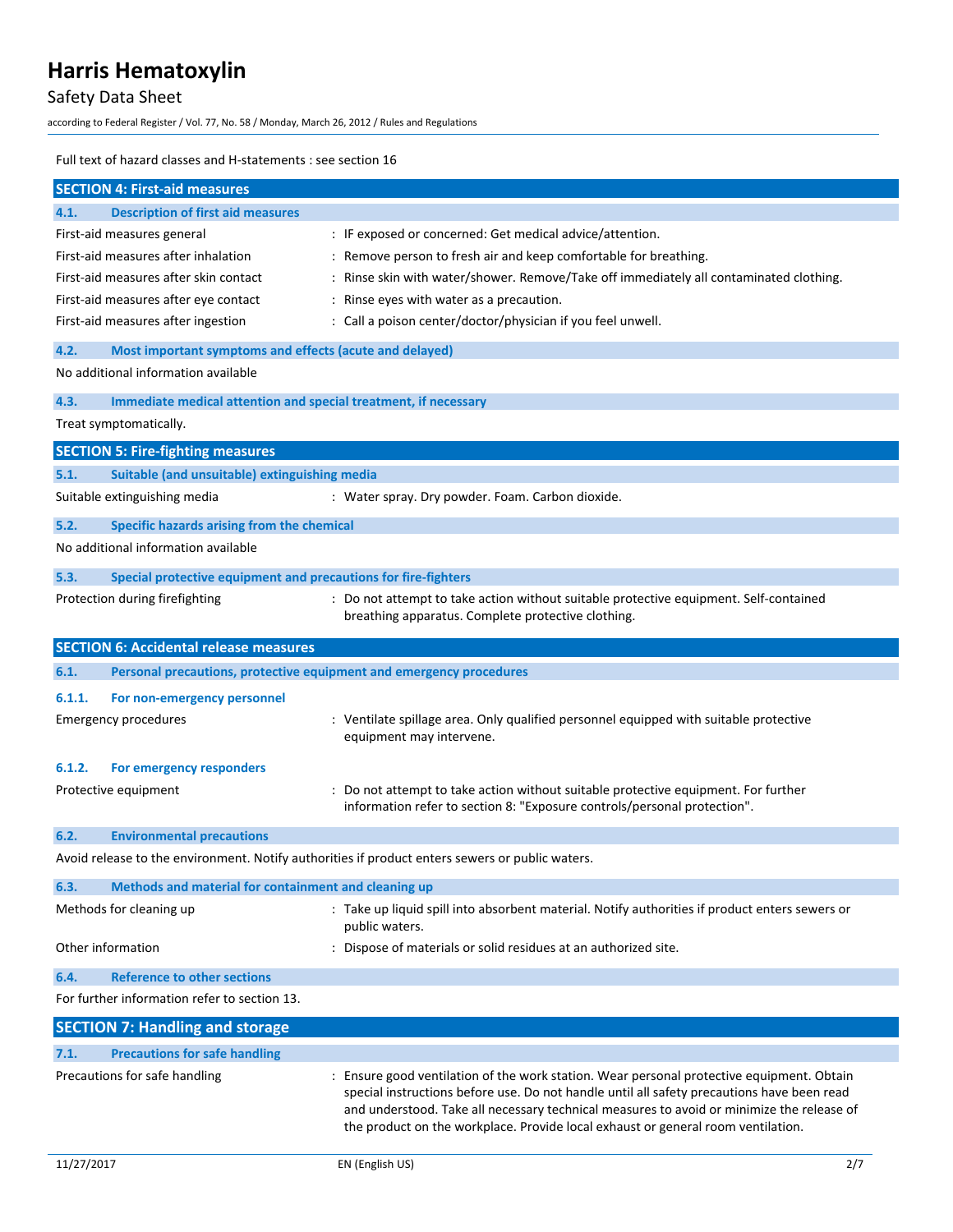Full text of hazard classes and H-statements : see section 16

## SECTION 4: First-aid measures

### 4.1. Description of first aid measures

| | |
|---|---|
| First-aid measures general | : IF exposed or concerned: Get medical advice/attention. |
| First-aid measures after inhalation | : Remove person to fresh air and keep comfortable for breathing. |
| First-aid measures after skin contact | : Rinse skin with water/shower. Remove/Take off immediately all contaminated clothing. |
| First-aid measures after eye contact | : Rinse eyes with water as a precaution. |
| First-aid measures after ingestion | : Call a poison center/doctor/physician if you feel unwell. |

### 4.2. Most important symptoms and effects (acute and delayed)

No additional information available

### 4.3. Immediate medical attention and special treatment, if necessary

Treat symptomatically.

## SECTION 5: Fire-fighting measures

### 5.1. Suitable (and unsuitable) extinguishing media

| | |
|---|---|
| Suitable extinguishing media | : Water spray. Dry powder. Foam. Carbon dioxide. |

### 5.2. Specific hazards arising from the chemical

No additional information available

### 5.3. Special protective equipment and precautions for fire-fighters

| | |
|---|---|
| Protection during firefighting | : Do not attempt to take action without suitable protective equipment. Self-contained breathing apparatus. Complete protective clothing. |

## SECTION 6: Accidental release measures

### 6.1. Personal precautions, protective equipment and emergency procedures

#### 6.1.1. For non-emergency personnel

| | |
|---|---|
| Emergency procedures | : Ventilate spillage area. Only qualified personnel equipped with suitable protective equipment may intervene. |

#### 6.1.2. For emergency responders

| | |
|---|---|
| Protective equipment | : Do not attempt to take action without suitable protective equipment. For further information refer to section 8: "Exposure controls/personal protection". |

### 6.2. Environmental precautions

Avoid release to the environment. Notify authorities if product enters sewers or public waters.

### 6.3. Methods and material for containment and cleaning up

| | |
|---|---|
| Methods for cleaning up | : Take up liquid spill into absorbent material. Notify authorities if product enters sewers or public waters. |
| Other information | : Dispose of materials or solid residues at an authorized site. |

### 6.4. Reference to other sections

For further information refer to section 13.

## SECTION 7: Handling and storage

### 7.1. Precautions for safe handling

| | |
|---|---|
| Precautions for safe handling | : Ensure good ventilation of the work station. Wear personal protective equipment. Obtain special instructions before use. Do not handle until all safety precautions have been read and understood. Take all necessary technical measures to avoid or minimize the release of the product on the workplace. Provide local exhaust or general room ventilation. |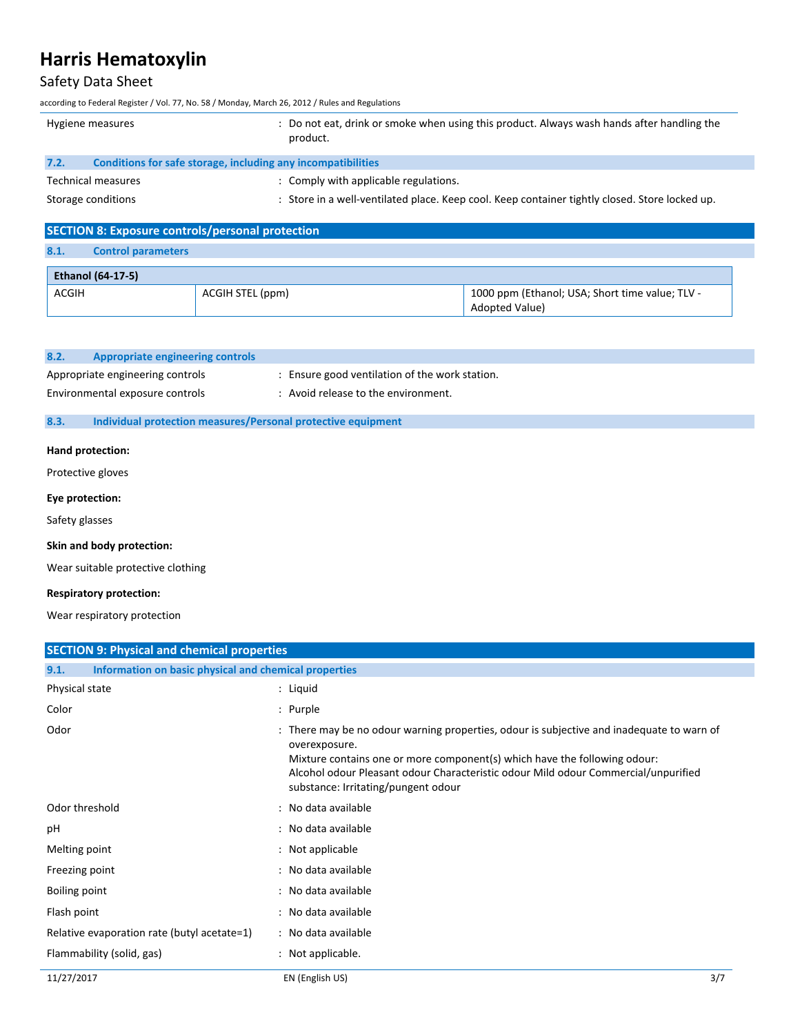Hygiene measures : Do not eat, drink or smoke when using this product. Always wash hands after handling the product.

### 7.2. Conditions for safe storage, including any incompatibilities

Technical measures : Comply with applicable regulations.

Storage conditions : Store in a well-ventilated place. Keep cool. Keep container tightly closed. Store locked up.

## SECTION 8: Exposure controls/personal protection

### 8.1. Control parameters

| Ethanol (64-17-5) | | |
|---|---|---|
| ACGIH | ACGIH STEL (ppm) | 1000 ppm (Ethanol; USA; Short time value; TLV - Adopted Value) |

### 8.2. Appropriate engineering controls

Appropriate engineering controls : Ensure good ventilation of the work station.

Environmental exposure controls : Avoid release to the environment.

### 8.3. Individual protection measures/Personal protective equipment

**Hand protection:**

Protective gloves

**Eye protection:**

Safety glasses

**Skin and body protection:**

Wear suitable protective clothing

**Respiratory protection:**

Wear respiratory protection

## SECTION 9: Physical and chemical properties

### 9.1. Information on basic physical and chemical properties

Physical state : Liquid

Color : Purple

Odor : There may be no odour warning properties, odour is subjective and inadequate to warn of overexposure.
Mixture contains one or more component(s) which have the following odour:
Alcohol odour Pleasant odour Characteristic odour Mild odour Commercial/unpurified substance: Irritating/pungent odour

Odor threshold : No data available

pH : No data available

Melting point : Not applicable

Freezing point : No data available

Boiling point : No data available

Flash point : No data available

Relative evaporation rate (butyl acetate=1) : No data available

Flammability (solid, gas) : Not applicable.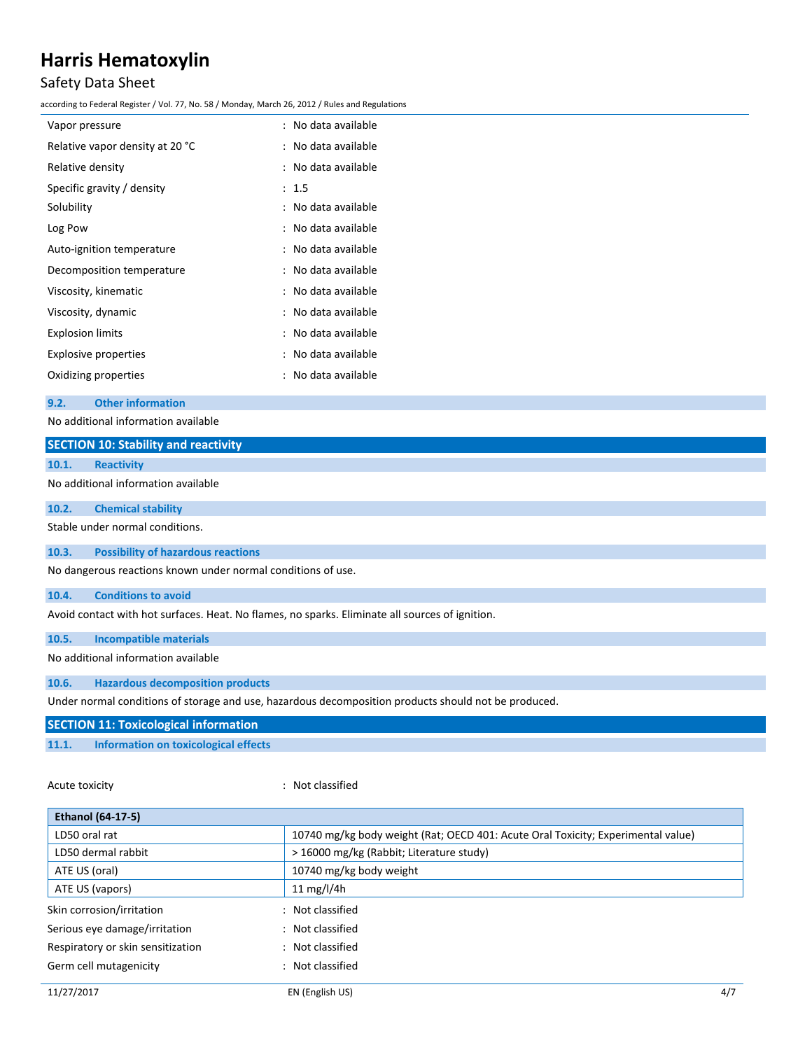| | | |
|---|---|---|
| Vapor pressure | : | No data available |
| Relative vapor density at 20 °C | : | No data available |
| Relative density | : | No data available |
| Specific gravity / density | : | 1.5 |
| Solubility | : | No data available |
| Log Pow | : | No data available |
| Auto-ignition temperature | : | No data available |
| Decomposition temperature | : | No data available |
| Viscosity, kinematic | : | No data available |
| Viscosity, dynamic | : | No data available |
| Explosion limits | : | No data available |
| Explosive properties | : | No data available |
| Oxidizing properties | : | No data available |

### 9.2. Other information

No additional information available

## SECTION 10: Stability and reactivity

### 10.1. Reactivity

No additional information available

### 10.2. Chemical stability

Stable under normal conditions.

### 10.3. Possibility of hazardous reactions

No dangerous reactions known under normal conditions of use.

### 10.4. Conditions to avoid

Avoid contact with hot surfaces. Heat. No flames, no sparks. Eliminate all sources of ignition.

### 10.5. Incompatible materials

No additional information available

### 10.6. Hazardous decomposition products

Under normal conditions of storage and use, hazardous decomposition products should not be produced.

## SECTION 11: Toxicological information

### 11.1. Information on toxicological effects

Acute toxicity : Not classified

| Ethanol (64-17-5) | |
|---|---|
| LD50 oral rat | 10740 mg/kg body weight (Rat; OECD 401: Acute Oral Toxicity; Experimental value) |
| LD50 dermal rabbit | > 16000 mg/kg (Rabbit; Literature study) |
| ATE US (oral) | 10740 mg/kg body weight |
| ATE US (vapors) | 11 mg/l/4h |

| | | |
|---|---|---|
| Skin corrosion/irritation | : | Not classified |
| Serious eye damage/irritation | : | Not classified |
| Respiratory or skin sensitization | : | Not classified |
| Germ cell mutagenicity | : | Not classified |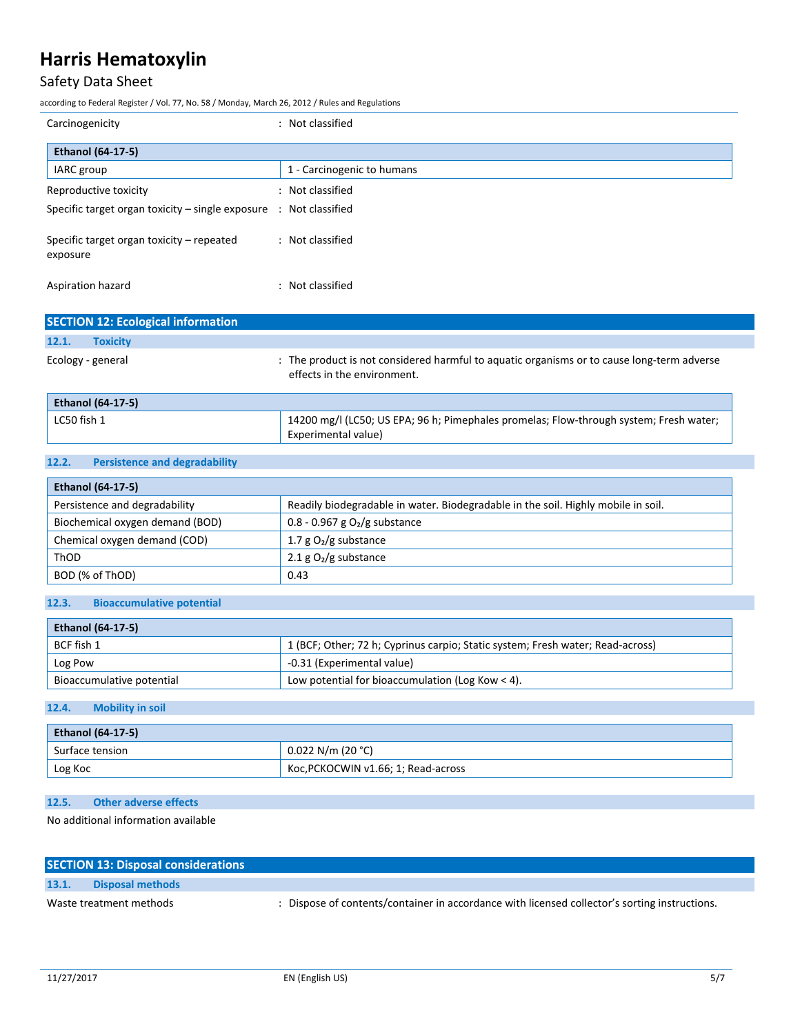Carcinogenicity : Not classified

| Ethanol (64-17-5) | |
|---|---|
| IARC group | 1 - Carcinogenic to humans |

Reproductive toxicity : Not classified

Specific target organ toxicity – single exposure : Not classified

Specific target organ toxicity – repeated exposure : Not classified

Aspiration hazard : Not classified

## SECTION 12: Ecological information

### 12.1. Toxicity

Ecology - general : The product is not considered harmful to aquatic organisms or to cause long-term adverse effects in the environment.

| Ethanol (64-17-5) | |
|---|---|
| LC50 fish 1 | 14200 mg/l (LC50; US EPA; 96 h; Pimephales promelas; Flow-through system; Fresh water; Experimental value) |

### 12.2. Persistence and degradability

| Ethanol (64-17-5) | |
|---|---|
| Persistence and degradability | Readily biodegradable in water. Biodegradable in the soil. Highly mobile in soil. |
| Biochemical oxygen demand (BOD) | 0.8 - 0.967 g $O_2$/g substance |
| Chemical oxygen demand (COD) | 1.7 g $O_2$/g substance |
| ThOD | 2.1 g $O_2$/g substance |
| BOD (% of ThOD) | 0.43 |

### 12.3. Bioaccumulative potential

| Ethanol (64-17-5) | |
|---|---|
| BCF fish 1 | 1 (BCF; Other; 72 h; Cyprinus carpio; Static system; Fresh water; Read-across) |
| Log Pow | -0.31 (Experimental value) |
| Bioaccumulative potential | Low potential for bioaccumulation (Log Kow < 4). |

### 12.4. Mobility in soil

| Ethanol (64-17-5) | |
|---|---|
| Surface tension | 0.022 N/m (20 °C) |
| Log Koc | Koc,PCKOCWIN v1.66; 1; Read-across |

### 12.5. Other adverse effects

No additional information available

## SECTION 13: Disposal considerations

### 13.1. Disposal methods

Waste treatment methods : Dispose of contents/container in accordance with licensed collector's sorting instructions.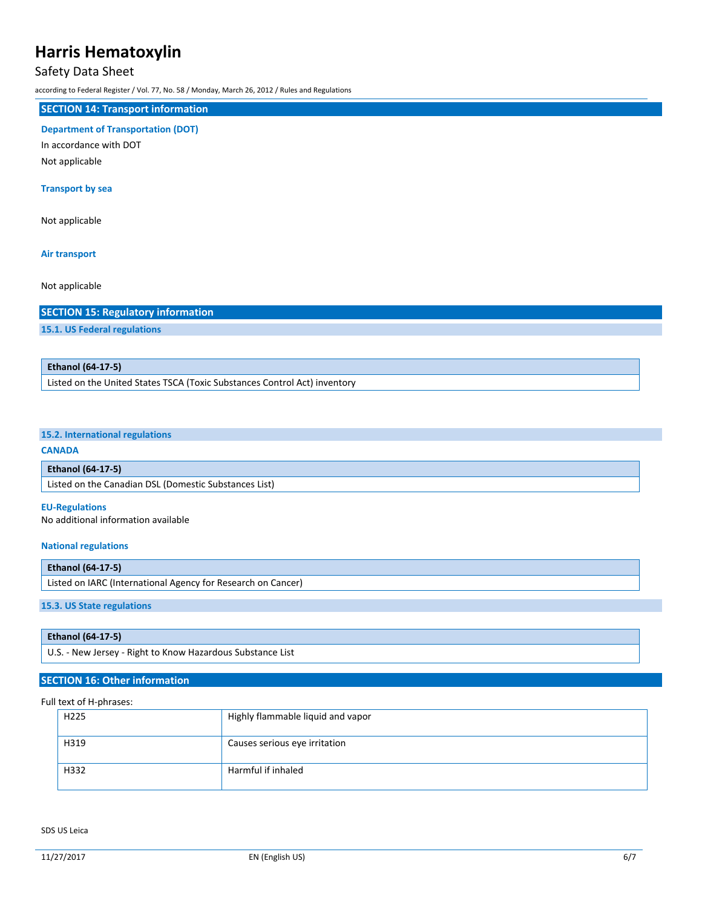## SECTION 14: Transport information

**Department of Transportation (DOT)**

In accordance with DOT

Not applicable

**Transport by sea**

Not applicable

**Air transport**

Not applicable

## SECTION 15: Regulatory information

### 15.1. US Federal regulations

| Ethanol (64-17-5) |
|---|
| Listed on the United States TSCA (Toxic Substances Control Act) inventory |

### 15.2. International regulations

**CANADA**

| Ethanol (64-17-5) |
|---|
| Listed on the Canadian DSL (Domestic Substances List) |

**EU-Regulations**

No additional information available

**National regulations**

| Ethanol (64-17-5) |
|---|
| Listed on IARC (International Agency for Research on Cancer) |

### 15.3. US State regulations

| Ethanol (64-17-5) |
|---|
| U.S. - New Jersey - Right to Know Hazardous Substance List |

## SECTION 16: Other information

Full text of H-phrases:

| | |
|---|---|
| H225 | Highly flammable liquid and vapor |
| H319 | Causes serious eye irritation |
| H332 | Harmful if inhaled |

SDS US Leica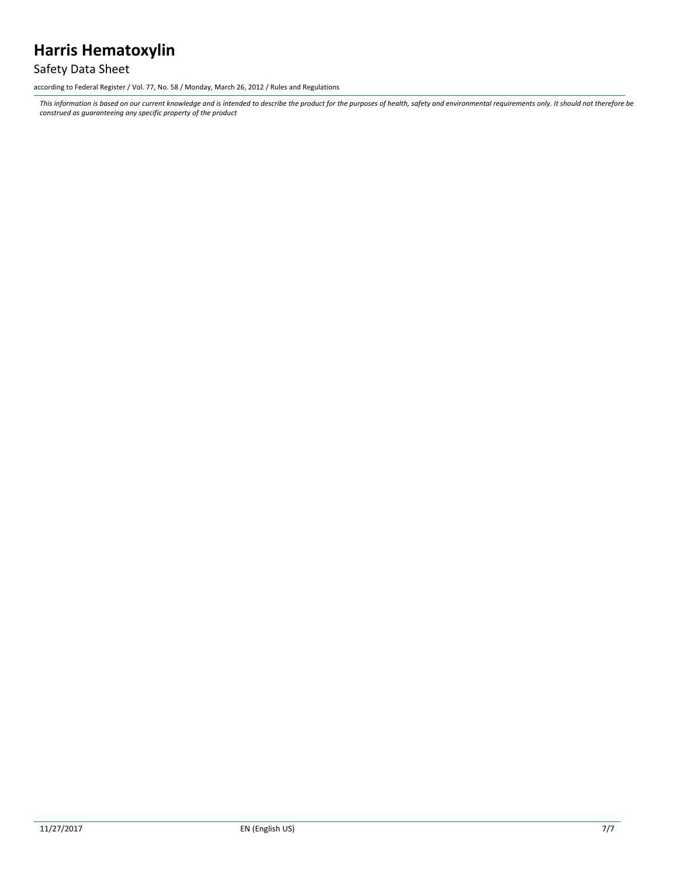*This information is based on our current knowledge and is intended to describe the product for the purposes of health, safety and environmental requirements only. It should not therefore be construed as guaranteeing any specific property of the product*